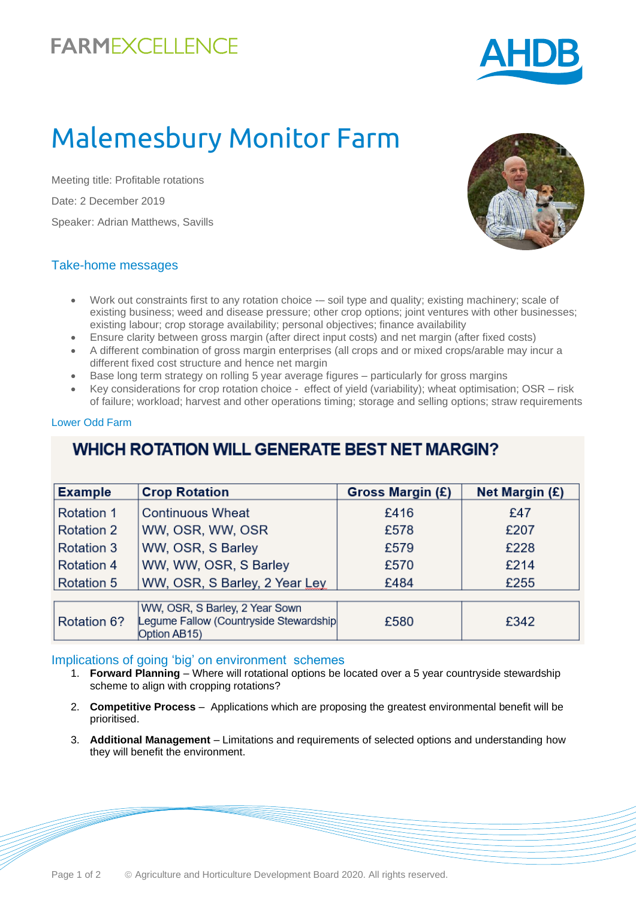FARMEXCELLENCE

AHDB

# Malemesbury Monitor Farm

Meeting title: Profitable rotations

Date: 2 December 2019

Speaker: Adrian Matthews, Savills

## Take-home messages

- Work out constraints first to any rotation choice -– soil type and quality; existing machinery; scale of existing business; weed and disease pressure; other crop options; joint ventures with other businesses; existing labour; crop storage availability; personal objectives; finance availability
- Ensure clarity between gross margin (after direct input costs) and net margin (after fixed costs)
- A different combination of gross margin enterprises (all crops and or mixed crops/arable may incur a different fixed cost structure and hence net margin
- Base long term strategy on rolling 5 year average figures – particularly for gross margins
- Key considerations for crop rotation choice - effect of yield (variability); wheat optimisation; OSR – risk of failure; workload; harvest and other operations timing; storage and selling options; straw requirements

Lower Odd Farm

### WHICH ROTATION WILL GENERATE BEST NET MARGIN?

| Example | Crop Rotation | Gross Margin (£) | Net Margin (£) |
|---|---|---|---|
| Rotation 1 | Continuous Wheat | £416 | £47 |
| Rotation 2 | WW, OSR, WW, OSR | £578 | £207 |
| Rotation 3 | WW, OSR, S Barley | £579 | £228 |
| Rotation 4 | WW, WW, OSR, S Barley | £570 | £214 |
| Rotation 5 | WW, OSR, S Barley, 2 Year Ley | £484 | £255 |
| Rotation 6? | WW, OSR, S Barley, 2 Year Sown Legume Fallow (Countryside Stewardship Option AB15) | £580 | £342 |

## Implications of going 'big' on environment schemes

1. **Forward Planning** – Where will rotational options be located over a 5 year countryside stewardship scheme to align with cropping rotations?
2. **Competitive Process** – Applications which are proposing the greatest environmental benefit will be prioritised.
3. **Additional Management** – Limitations and requirements of selected options and understanding how they will benefit the environment.

© Agriculture and Horticulture Development Board 2020. All rights reserved.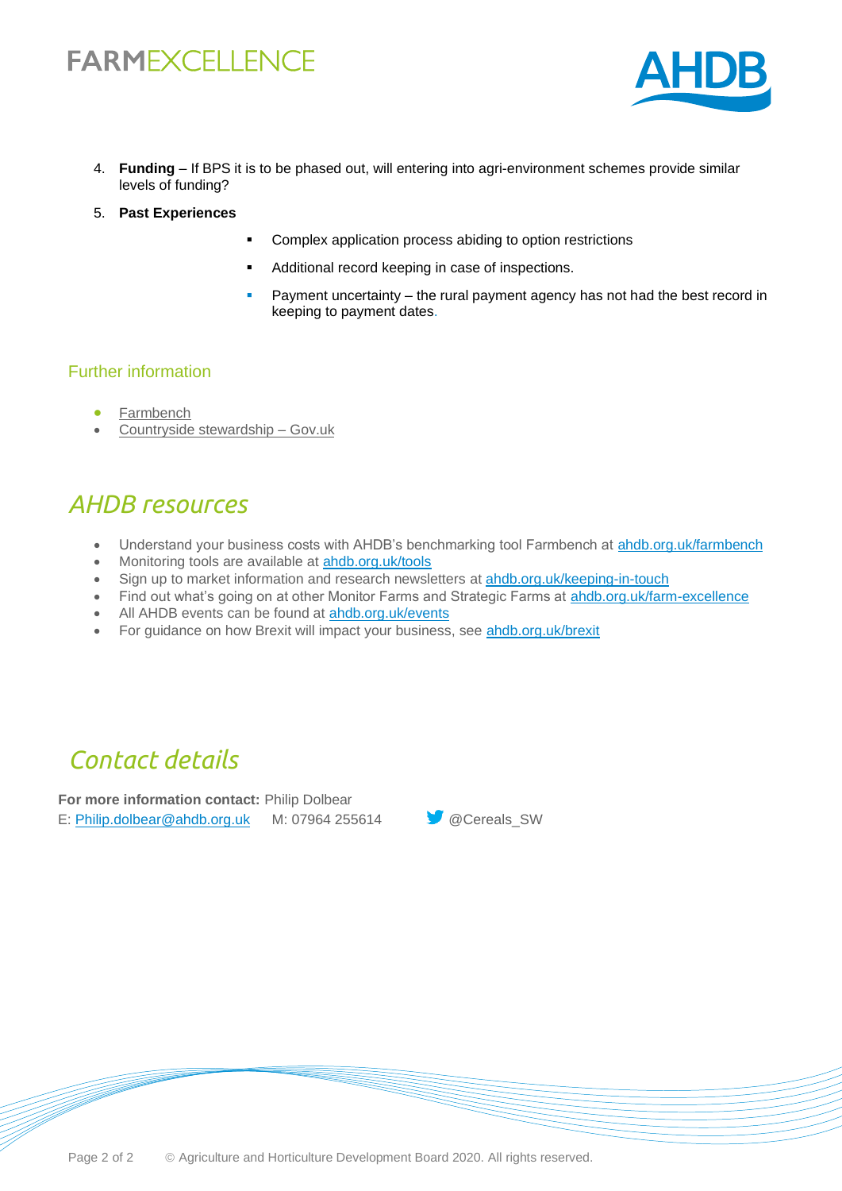4. **Funding** – If BPS it is to be phased out, will entering into agri-environment schemes provide similar levels of funding?
5. **Past Experiences**
    - Complex application process abiding to option restrictions
    - Additional record keeping in case of inspections.
    - Payment uncertainty – the rural payment agency has not had the best record in keeping to payment dates.

## Further information

- Farmbench
- Countryside stewardship – Gov.uk

## *AHDB resources*

- Understand your business costs with AHDB's benchmarking tool Farmbench at ahdb.org.uk/farmbench
- Monitoring tools are available at ahdb.org.uk/tools
- Sign up to market information and research newsletters at ahdb.org.uk/keeping-in-touch
- Find out what's going on at other Monitor Farms and Strategic Farms at ahdb.org.uk/farm-excellence
- All AHDB events can be found at ahdb.org.uk/events
- For guidance on how Brexit will impact your business, see ahdb.org.uk/brexit

## *Contact details*

**For more information contact:** Philip Dolbear
E: Philip.dolbear@ahdb.org.uk M: 07964 255614 @Cereals_SW

© Agriculture and Horticulture Development Board 2020. All rights reserved.